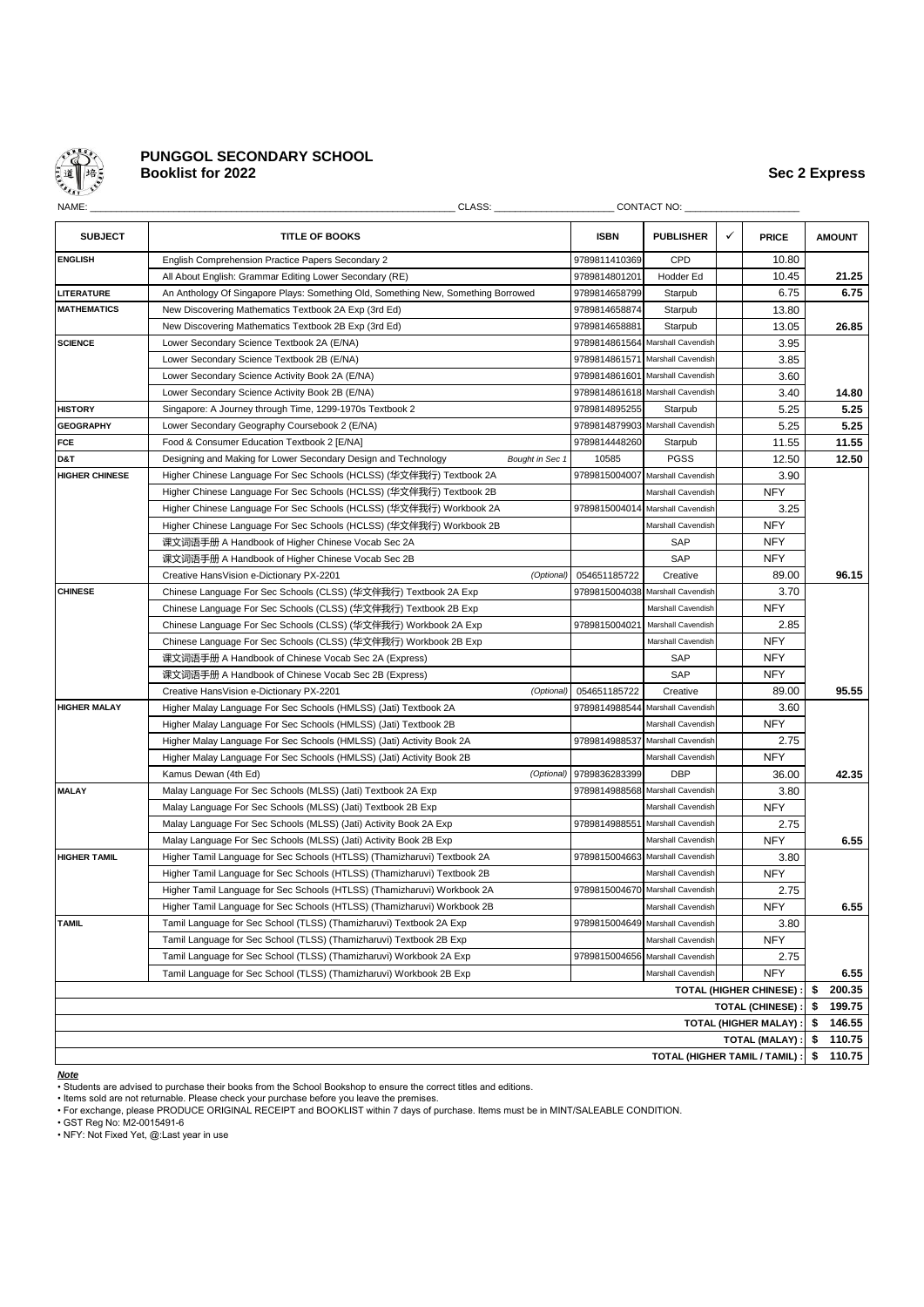# PUNGGOL SECONDARY SCHOOL

## Booklist for 2022

**Sec 2 Express**

NAME: \_\_\_\_\_\_\_\_\_\_\_\_\_\_\_\_\_\_\_\_\_\_\_\_\_\_\_\_\_\_\_\_ CLASS: \_\_\_\_\_\_\_\_\_\_\_\_\_\_\_\_ CONTACT NO: \_\_\_\_\_\_\_\_\_\_\_\_\_\_\_\_

| SUBJECT | TITLE OF BOOKS | ISBN | PUBLISHER | ✓ | PRICE | AMOUNT |
|---|---|---|---|---|---|---|
| **ENGLISH** | English Comprehension Practice Papers Secondary 2 | 9789811410369 | CPD | | 10.80 | |
| | All About English: Grammar Editing Lower Secondary (RE) | 9789814801201 | Hodder Ed | | 10.45 | **21.25** |
| **LITERATURE** | An Anthology Of Singapore Plays: Something Old, Something New, Something Borrowed | 9789814658799 | Starpub | | 6.75 | **6.75** |
| **MATHEMATICS** | New Discovering Mathematics Textbook 2A Exp (3rd Ed) | 9789814658874 | Starpub | | 13.80 | |
| | New Discovering Mathematics Textbook 2B Exp (3rd Ed) | 9789814658881 | Starpub | | 13.05 | **26.85** |
| **SCIENCE** | Lower Secondary Science Textbook 2A (E/NA) | 9789814861564 | Marshall Cavendish | | 3.95 | |
| | Lower Secondary Science Textbook 2B (E/NA) | 9789814861571 | Marshall Cavendish | | 3.85 | |
| | Lower Secondary Science Activity Book 2A (E/NA) | 9789814861601 | Marshall Cavendish | | 3.60 | |
| | Lower Secondary Science Activity Book 2B (E/NA) | 9789814861618 | Marshall Cavendish | | 3.40 | **14.80** |
| **HISTORY** | Singapore: A Journey through Time, 1299-1970s Textbook 2 | 9789814895255 | Starpub | | 5.25 | **5.25** |
| **GEOGRAPHY** | Lower Secondary Geography Coursebook 2 (E/NA) | 9789814879903 | Marshall Cavendish | | 5.25 | **5.25** |
| **FCE** | Food & Consumer Education Textbook 2 [E/NA] | 9789814448260 | Starpub | | 11.55 | **11.55** |
| **D&T** | Designing and Making for Lower Secondary Design and Technology *Bought in Sec 1* | 10585 | PGSS | | 12.50 | **12.50** |
| **HIGHER CHINESE** | Higher Chinese Language For Sec Schools (HCLSS) (华文伴我行) Textbook 2A | 9789815004007 | Marshall Cavendish | | 3.90 | |
| | Higher Chinese Language For Sec Schools (HCLSS) (华文伴我行) Textbook 2B | | Marshall Cavendish | | NFY | |
| | Higher Chinese Language For Sec Schools (HCLSS) (华文伴我行) Workbook 2A | 9789815004014 | Marshall Cavendish | | 3.25 | |
| | Higher Chinese Language For Sec Schools (HCLSS) (华文伴我行) Workbook 2B | | Marshall Cavendish | | NFY | |
| | 课文词语手册 A Handbook of Higher Chinese Vocab Sec 2A | | SAP | | NFY | |
| | 课文词语手册 A Handbook of Higher Chinese Vocab Sec 2B | | SAP | | NFY | |
| | Creative HansVision e-Dictionary PX-2201 *(Optional)* | 054651185722 | Creative | | 89.00 | **96.15** |
| **CHINESE** | Chinese Language For Sec Schools (CLSS) (华文伴我行) Textbook 2A Exp | 9789815004038 | Marshall Cavendish | | 3.70 | |
| | Chinese Language For Sec Schools (CLSS) (华文伴我行) Textbook 2B Exp | | Marshall Cavendish | | NFY | |
| | Chinese Language For Sec Schools (CLSS) (华文伴我行) Workbook 2A Exp | 9789815004021 | Marshall Cavendish | | 2.85 | |
| | Chinese Language For Sec Schools (CLSS) (华文伴我行) Workbook 2B Exp | | Marshall Cavendish | | NFY | |
| | 课文词语手册 A Handbook of Chinese Vocab Sec 2A (Express) | | SAP | | NFY | |
| | 课文词语手册 A Handbook of Chinese Vocab Sec 2B (Express) | | SAP | | NFY | |
| | Creative HansVision e-Dictionary PX-2201 *(Optional)* | 054651185722 | Creative | | 89.00 | **95.55** |
| **HIGHER MALAY** | Higher Malay Language For Sec Schools (HMLSS) (Jati) Textbook 2A | 9789814988544 | Marshall Cavendish | | 3.60 | |
| | Higher Malay Language For Sec Schools (HMLSS) (Jati) Textbook 2B | | Marshall Cavendish | | NFY | |
| | Higher Malay Language For Sec Schools (HMLSS) (Jati) Activity Book 2A | 9789814988537 | Marshall Cavendish | | 2.75 | |
| | Higher Malay Language For Sec Schools (HMLSS) (Jati) Activity Book 2B | | Marshall Cavendish | | NFY | |
| | Kamus Dewan (4th Ed) *(Optional)* | 9789836283399 | DBP | | 36.00 | **42.35** |
| **MALAY** | Malay Language For Sec Schools (MLSS) (Jati) Textbook 2A Exp | 9789814988568 | Marshall Cavendish | | 3.80 | |
| | Malay Language For Sec Schools (MLSS) (Jati) Textbook 2B Exp | | Marshall Cavendish | | NFY | |
| | Malay Language For Sec Schools (MLSS) (Jati) Activity Book 2A Exp | 9789814988551 | Marshall Cavendish | | 2.75 | |
| | Malay Language For Sec Schools (MLSS) (Jati) Activity Book 2B Exp | | Marshall Cavendish | | NFY | **6.55** |
| **HIGHER TAMIL** | Higher Tamil Language for Sec Schools (HTLSS) (Thamizharuvi) Textbook 2A | 9789815004663 | Marshall Cavendish | | 3.80 | |
| | Higher Tamil Language for Sec Schools (HTLSS) (Thamizharuvi) Textbook 2B | | Marshall Cavendish | | NFY | |
| | Higher Tamil Language for Sec Schools (HTLSS) (Thamizharuvi) Workbook 2A | 9789815004670 | Marshall Cavendish | | 2.75 | |
| | Higher Tamil Language for Sec Schools (HTLSS) (Thamizharuvi) Workbook 2B | | Marshall Cavendish | | NFY | **6.55** |
| **TAMIL** | Tamil Language for Sec School (TLSS) (Thamizharuvi) Textbook 2A Exp | 9789815004649 | Marshall Cavendish | | 3.80 | |
| | Tamil Language for Sec School (TLSS) (Thamizharuvi) Textbook 2B Exp | | Marshall Cavendish | | NFY | |
| | Tamil Language for Sec School (TLSS) (Thamizharuvi) Workbook 2A Exp | 9789815004656 | Marshall Cavendish | | 2.75 | |
| | Tamil Language for Sec School (TLSS) (Thamizharuvi) Workbook 2B Exp | | Marshall Cavendish | | NFY | **6.55** |
| | | | | | **TOTAL (HIGHER CHINESE) :** | **$ 200.35** |
| | | | | | **TOTAL (CHINESE) :** | **$ 199.75** |
| | | | | | **TOTAL (HIGHER MALAY) :** | **$ 146.55** |
| | | | | | **TOTAL (MALAY) :** | **$ 110.75** |
| | | | | | **TOTAL (HIGHER TAMIL / TAMIL) :** | **$ 110.75** |

***Note***

- Students are advised to purchase their books from the School Bookshop to ensure the correct titles and editions.
- Items sold are not returnable. Please check your purchase before you leave the premises.
- For exchange, please PRODUCE ORIGINAL RECEIPT and BOOKLIST within 7 days of purchase. Items must be in MINT/SALEABLE CONDITION.
- GST Reg No: M2-0015491-6
- NFY: Not Fixed Yet, @:Last year in use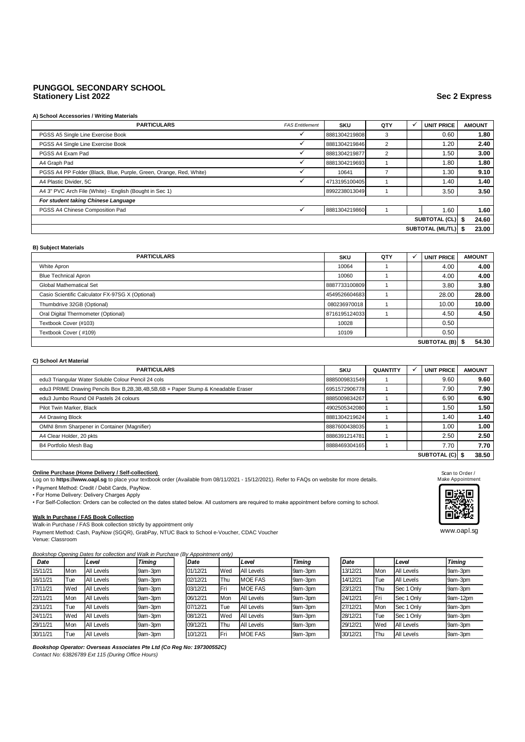**PUNGGOL SECONDARY SCHOOL**
**Stationery List 2022**

**Sec 2 Express**

**A) School Accessories / Writing Materials**

| PARTICULARS | FAS Entitlement | SKU | QTY | ✓ | UNIT PRICE | AMOUNT |
|---|---|---|---|---|---|---|
| PGSS A5 Single Line Exercise Book | ✓ | 8881304219808 | 3 | | 0.60 | **1.80** |
| PGSS A4 Single Line Exercise Book | ✓ | 8881304219846 | 2 | | 1.20 | **2.40** |
| PGSS A4 Exam Pad | ✓ | 8881304219877 | 2 | | 1.50 | **3.00** |
| A4 Graph Pad | ✓ | 8881304219693 | 1 | | 1.80 | **1.80** |
| PGSS A4 PP Folder (Black, Blue, Purple, Green, Orange, Red, White) | ✓ | 10641 | 7 | | 1.30 | **9.10** |
| A4 Plastic Divider, 5C | ✓ | 4713195100405 | 1 | | 1.40 | **1.40** |
| A4 3" PVC Arch File (White) - English (Bought in Sec 1) | | 8992238013049 | 1 | | 3.50 | **3.50** |
| ***For student taking Chinese Language*** | | | | | | |
| PGSS A4 Chinese Composition Pad | ✓ | 8881304219860 | 1 | | 1.60 | **1.60** |
| | | | | | **SUBTOTAL (CL)** | **$ 24.60** |
| | | | | | **SUBTOTAL (ML/TL)** | **$ 23.00** |

**B) Subject Materials**

| PARTICULARS | SKU | QTY | ✓ | UNIT PRICE | AMOUNT |
|---|---|---|---|---|---|
| White Apron | 10064 | 1 | | 4.00 | **4.00** |
| Blue Technical Apron | 10060 | 1 | | 4.00 | **4.00** |
| Global Mathematical Set | 8887733100809 | 1 | | 3.80 | **3.80** |
| Casio Scientific Calculator FX-97SG X (Optional) | 4549526604683 | 1 | | 28.00 | **28.00** |
| Thumbdrive 32GB (Optional) | 080236970018 | 1 | | 10.00 | **10.00** |
| Oral Digital Thermometer (Optional) | 8716195124033 | 1 | | 4.50 | **4.50** |
| Textbook Cover (#103) | 10028 | | | 0.50 | |
| Textbook Cover ( #109) | 10109 | | | 0.50 | |
| | | | | **SUBTOTAL (B)** | **$ 54.30** |

**C) School Art Material**

| PARTICULARS | SKU | QUANTITY | ✓ | UNIT PRICE | AMOUNT |
|---|---|---|---|---|---|
| edu3 Triangular Water Soluble Colour Pencil 24 cols | 8885009831549 | 1 | | 9.60 | **9.60** |
| edu3 PRIME Drawing Pencils Box B,2B,3B,4B,5B,6B + Paper Stump & Kneadable Eraser | 6951572906778 | 1 | | 7.90 | **7.90** |
| edu3 Jumbo Round Oil Pastels 24 colours | 8885009834267 | 1 | | 6.90 | **6.90** |
| Pilot Twin Marker, Black | 4902505342080 | 1 | | 1.50 | **1.50** |
| A4 Drawing Block | 8881304219624 | 1 | | 1.40 | **1.40** |
| OMNI 8mm Sharpener in Container (Magnifier) | 8887600438035 | 1 | | 1.00 | **1.00** |
| A4 Clear Holder, 20 pkts | 8886391214781 | 1 | | 2.50 | **2.50** |
| B4 Portfolio Mesh Bag | 8888469304165 | 1 | | 7.70 | **7.70** |
| | | | | **SUBTOTAL (C)** | **$ 38.50** |

**Online Purchase (Home Delivery / Self-collection)**

Log on to **https://www.oapl.sg** to place your textbook order (Available from 08/11/2021 - 15/12/2021). Refer to FAQs on website for more details.

- Payment Method: Credit / Debit Cards, PayNow.
- For Home Delivery: Delivery Charges Apply
- For Self-Collection: Orders can be collected on the dates stated below. All customers are required to make appointment before coming to school.

Scan to Order / Make Appointment

www.oapl.sg

**Walk In Purchase / FAS Book Collection**

Walk-in Purchase / FAS Book collection strictly by appointment only

Payment Method: Cash, PayNow (SGQR), GrabPay, NTUC Back to School e-Voucher, CDAC Voucher

Venue: Classroom

*Bookshop Opening Dates for collection and Walk in Purchase (By Appointment only)*

| Date | | Level | Timing |
|---|---|---|---|
| 15/11/21 | Mon | All Levels | 9am-3pm |
| 16/11/21 | Tue | All Levels | 9am-3pm |
| 17/11/21 | Wed | All Levels | 9am-3pm |
| 22/11/21 | Mon | All Levels | 9am-3pm |
| 23/11/21 | Tue | All Levels | 9am-3pm |
| 24/11/21 | Wed | All Levels | 9am-3pm |
| 29/11/21 | Mon | All Levels | 9am-3pm |
| 30/11/21 | Tue | All Levels | 9am-3pm |
| 01/12/21 | Wed | All Levels | 9am-3pm |
| 02/12/21 | Thu | MOE FAS | 9am-3pm |
| 03/12/21 | Fri | MOE FAS | 9am-3pm |
| 06/12/21 | Mon | All Levels | 9am-3pm |
| 07/12/21 | Tue | All Levels | 9am-3pm |
| 08/12/21 | Wed | All Levels | 9am-3pm |
| 09/12/21 | Thu | All Levels | 9am-3pm |
| 10/12/21 | Fri | MOE FAS | 9am-3pm |
| 13/12/21 | Mon | All Levels | 9am-3pm |
| 14/12/21 | Tue | All Levels | 9am-3pm |
| 23/12/21 | Thu | Sec 1 Only | 9am-3pm |
| 24/12/21 | Fri | Sec 1 Only | 9am-12pm |
| 27/12/21 | Mon | Sec 1 Only | 9am-3pm |
| 28/12/21 | Tue | Sec 1 Only | 9am-3pm |
| 29/12/21 | Wed | All Levels | 9am-3pm |
| 30/12/21 | Thu | All Levels | 9am-3pm |

***Bookshop Operator: Overseas Associates Pte Ltd (Co Reg No: 197300552C)***

*Contact No: 63826789 Ext 115 (During Office Hours)*